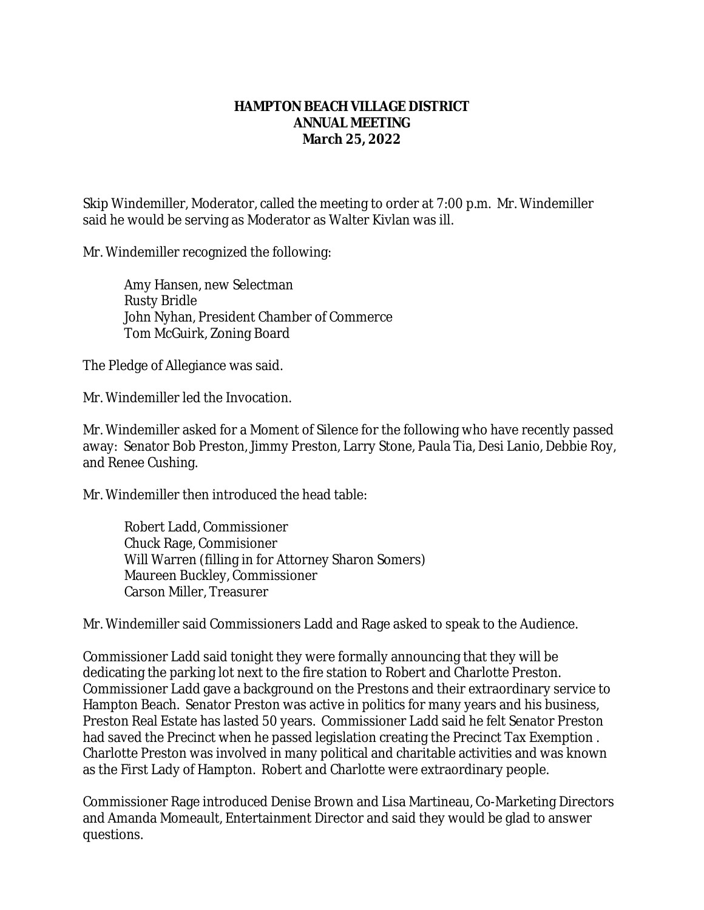# HAMPTON BEACH VILLAGE DISTRICT
## ANNUAL MEETING
## March 25, 2022

Skip Windemiller, Moderator, called the meeting to order at 7:00 p.m. Mr. Windemiller said he would be serving as Moderator as Walter Kivlan was ill.

Mr. Windemiller recognized the following:

Amy Hansen, new Selectman
Rusty Bridle
John Nyhan, President Chamber of Commerce
Tom McGuirk, Zoning Board

The Pledge of Allegiance was said.

Mr. Windemiller led the Invocation.

Mr. Windemiller asked for a Moment of Silence for the following who have recently passed away: Senator Bob Preston, Jimmy Preston, Larry Stone, Paula Tia, Desi Lanio, Debbie Roy, and Renee Cushing.

Mr. Windemiller then introduced the head table:

Robert Ladd, Commissioner
Chuck Rage, Commisioner
Will Warren (filling in for Attorney Sharon Somers)
Maureen Buckley, Commissioner
Carson Miller, Treasurer

Mr. Windemiller said Commissioners Ladd and Rage asked to speak to the Audience.

Commissioner Ladd said tonight they were formally announcing that they will be dedicating the parking lot next to the fire station to Robert and Charlotte Preston. Commissioner Ladd gave a background on the Prestons and their extraordinary service to Hampton Beach. Senator Preston was active in politics for many years and his business, Preston Real Estate has lasted 50 years. Commissioner Ladd said he felt Senator Preston had saved the Precinct when he passed legislation creating the Precinct Tax Exemption . Charlotte Preston was involved in many political and charitable activities and was known as the First Lady of Hampton. Robert and Charlotte were extraordinary people.

Commissioner Rage introduced Denise Brown and Lisa Martineau, Co-Marketing Directors and Amanda Momeault, Entertainment Director and said they would be glad to answer questions.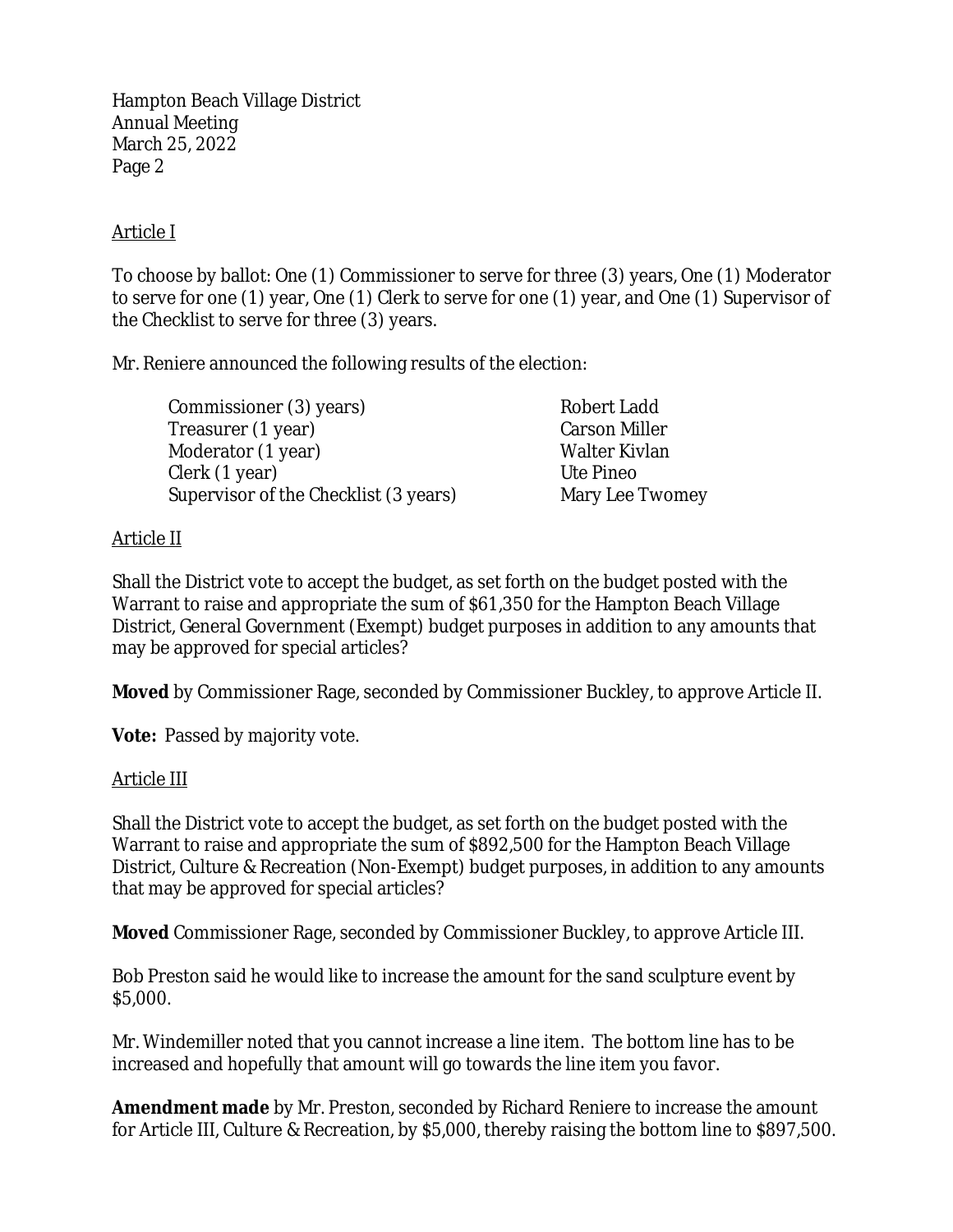Article I

To choose by ballot: One (1) Commissioner to serve for three (3) years, One (1) Moderator to serve for one (1) year, One (1) Clerk to serve for one (1) year, and One (1) Supervisor of the Checklist to serve for three (3) years.

Mr. Reniere announced the following results of the election:

| | |
|---|---|
| Commissioner (3) years) | Robert Ladd |
| Treasurer (1 year) | Carson Miller |
| Moderator (1 year) | Walter Kivlan |
| Clerk (1 year) | Ute Pineo |
| Supervisor of the Checklist (3 years) | Mary Lee Twomey |

Article II

Shall the District vote to accept the budget, as set forth on the budget posted with the Warrant to raise and appropriate the sum of $61,350 for the Hampton Beach Village District, General Government (Exempt) budget purposes in addition to any amounts that may be approved for special articles?

**Moved** by Commissioner Rage, seconded by Commissioner Buckley, to approve Article II.

**Vote:** Passed by majority vote.

Article III

Shall the District vote to accept the budget, as set forth on the budget posted with the Warrant to raise and appropriate the sum of $892,500 for the Hampton Beach Village District, Culture & Recreation (Non-Exempt) budget purposes, in addition to any amounts that may be approved for special articles?

**Moved** Commissioner Rage, seconded by Commissioner Buckley, to approve Article III.

Bob Preston said he would like to increase the amount for the sand sculpture event by $5,000.

Mr. Windemiller noted that you cannot increase a line item. The bottom line has to be increased and hopefully that amount will go towards the line item you favor.

**Amendment made** by Mr. Preston, seconded by Richard Reniere to increase the amount for Article III, Culture & Recreation, by $5,000, thereby raising the bottom line to $897,500.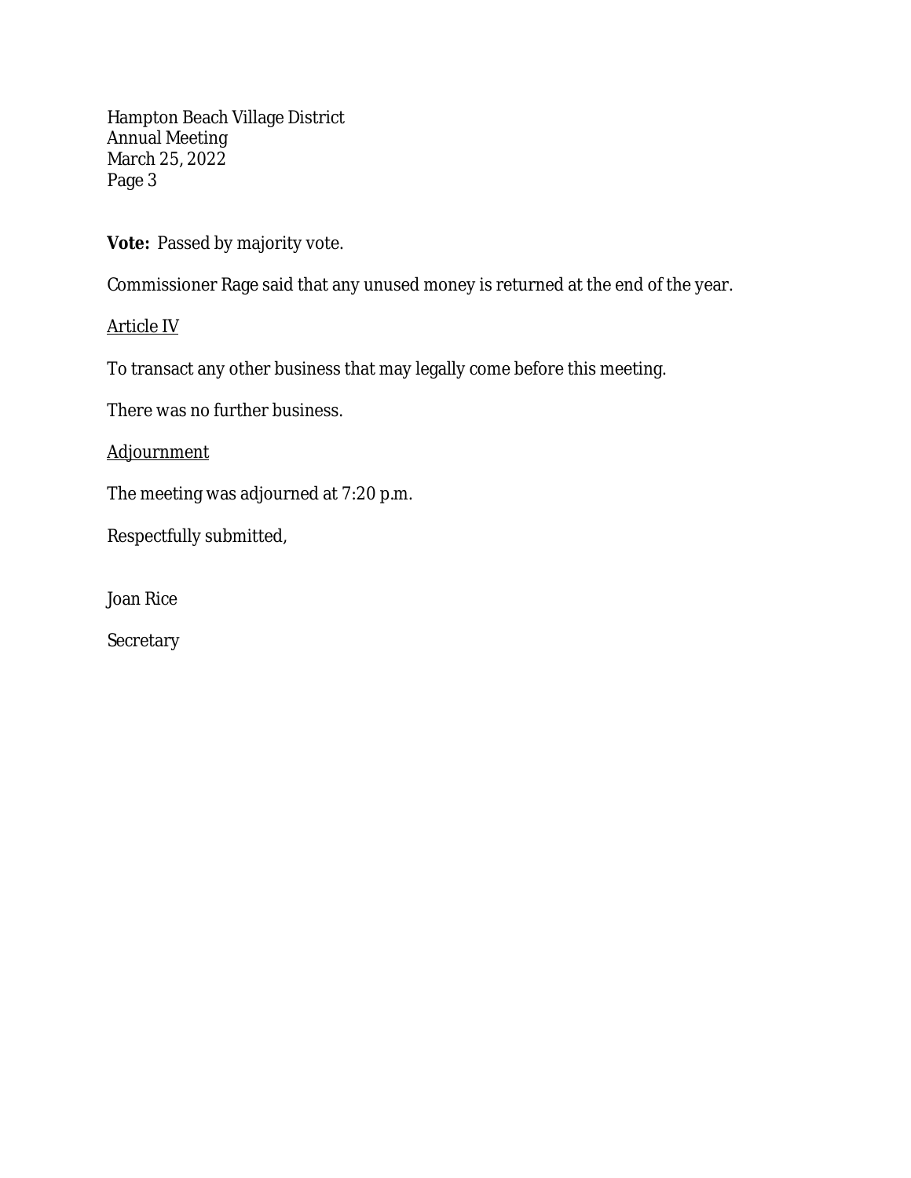**Vote:** Passed by majority vote.

Commissioner Rage said that any unused money is returned at the end of the year.

<u>Article IV</u>

To transact any other business that may legally come before this meeting.

There was no further business.

<u>Adjournment</u>

The meeting was adjourned at 7:20 p.m.

Respectfully submitted,

Joan Rice

Secretary